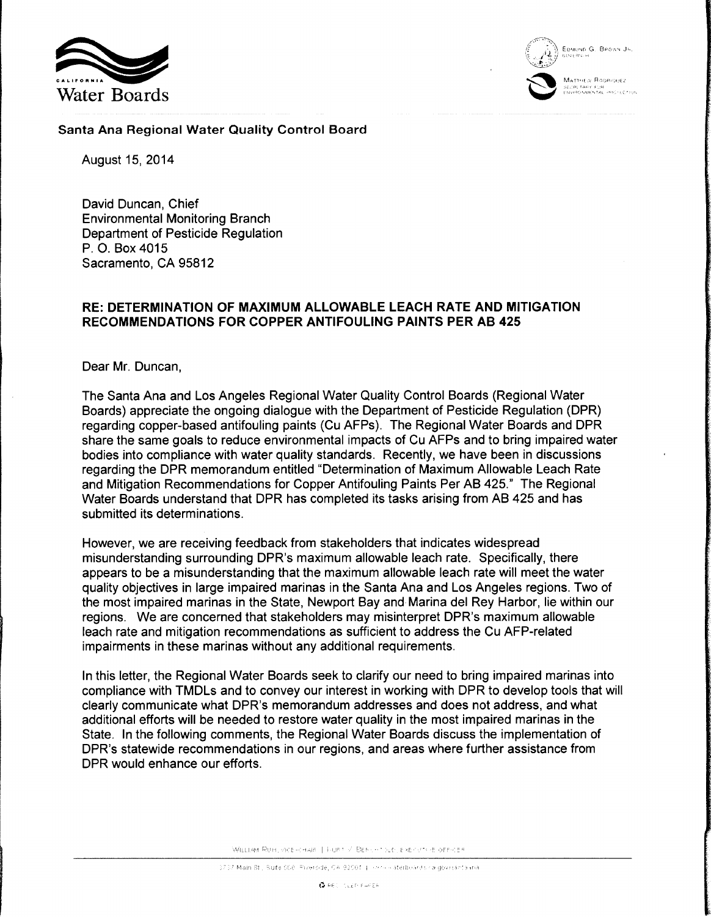California Water Boards

Edmund G. Brown Jr., Governor

Matthew Rodriquez, Secretary for Environmental Protection

**Santa Ana Regional Water Quality Control Board**

August 15, 2014

David Duncan, Chief
Environmental Monitoring Branch
Department of Pesticide Regulation
P. O. Box 4015
Sacramento, CA 95812

**RE: DETERMINATION OF MAXIMUM ALLOWABLE LEACH RATE AND MITIGATION RECOMMENDATIONS FOR COPPER ANTIFOULING PAINTS PER AB 425**

Dear Mr. Duncan,

The Santa Ana and Los Angeles Regional Water Quality Control Boards (Regional Water Boards) appreciate the ongoing dialogue with the Department of Pesticide Regulation (DPR) regarding copper-based antifouling paints (Cu AFPs). The Regional Water Boards and DPR share the same goals to reduce environmental impacts of Cu AFPs and to bring impaired water bodies into compliance with water quality standards. Recently, we have been in discussions regarding the DPR memorandum entitled "Determination of Maximum Allowable Leach Rate and Mitigation Recommendations for Copper Antifouling Paints Per AB 425." The Regional Water Boards understand that DPR has completed its tasks arising from AB 425 and has submitted its determinations.

However, we are receiving feedback from stakeholders that indicates widespread misunderstanding surrounding DPR's maximum allowable leach rate. Specifically, there appears to be a misunderstanding that the maximum allowable leach rate will meet the water quality objectives in large impaired marinas in the Santa Ana and Los Angeles regions. Two of the most impaired marinas in the State, Newport Bay and Marina del Rey Harbor, lie within our regions. We are concerned that stakeholders may misinterpret DPR's maximum allowable leach rate and mitigation recommendations as sufficient to address the Cu AFP-related impairments in these marinas without any additional requirements.

In this letter, the Regional Water Boards seek to clarify our need to bring impaired marinas into compliance with TMDLs and to convey our interest in working with DPR to develop tools that will clearly communicate what DPR's memorandum addresses and does not address, and what additional efforts will be needed to restore water quality in the most impaired marinas in the State. In the following comments, the Regional Water Boards discuss the implementation of DPR's statewide recommendations in our regions, and areas where further assistance from DPR would enhance our efforts.

William Ruh, Vice-Chair | Kurt V. Berchtold, Executive Officer

3737 Main St., Suite 500, Riverside, CA 92501 | www.waterboards.ca.gov/santaana

Recycled Paper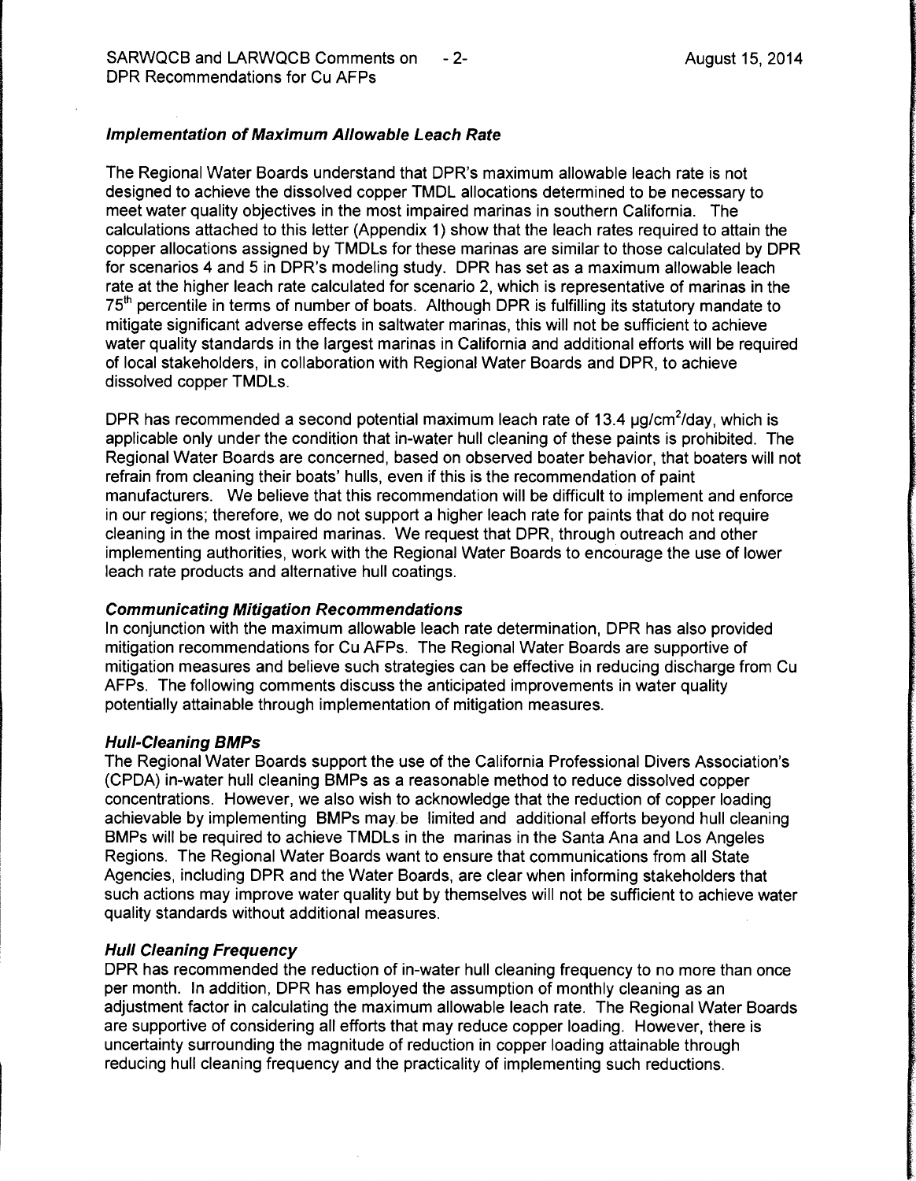### *Implementation of Maximum Allowable Leach Rate*

The Regional Water Boards understand that DPR's maximum allowable leach rate is not designed to achieve the dissolved copper TMDL allocations determined to be necessary to meet water quality objectives in the most impaired marinas in southern California. The calculations attached to this letter (Appendix 1) show that the leach rates required to attain the copper allocations assigned by TMDLs for these marinas are similar to those calculated by DPR for scenarios 4 and 5 in DPR's modeling study. DPR has set as a maximum allowable leach rate at the higher leach rate calculated for scenario 2, which is representative of marinas in the 75th percentile in terms of number of boats. Although DPR is fulfilling its statutory mandate to mitigate significant adverse effects in saltwater marinas, this will not be sufficient to achieve water quality standards in the largest marinas in California and additional efforts will be required of local stakeholders, in collaboration with Regional Water Boards and DPR, to achieve dissolved copper TMDLs.

DPR has recommended a second potential maximum leach rate of 13.4 $\mu g/cm^2/day$, which is applicable only under the condition that in-water hull cleaning of these paints is prohibited. The Regional Water Boards are concerned, based on observed boater behavior, that boaters will not refrain from cleaning their boats' hulls, even if this is the recommendation of paint manufacturers. We believe that this recommendation will be difficult to implement and enforce in our regions; therefore, we do not support a higher leach rate for paints that do not require cleaning in the most impaired marinas. We request that DPR, through outreach and other implementing authorities, work with the Regional Water Boards to encourage the use of lower leach rate products and alternative hull coatings.

### *Communicating Mitigation Recommendations*

In conjunction with the maximum allowable leach rate determination, DPR has also provided mitigation recommendations for Cu AFPs. The Regional Water Boards are supportive of mitigation measures and believe such strategies can be effective in reducing discharge from Cu AFPs. The following comments discuss the anticipated improvements in water quality potentially attainable through implementation of mitigation measures.

### *Hull-Cleaning BMPs*

The Regional Water Boards support the use of the California Professional Divers Association's (CPDA) in-water hull cleaning BMPs as a reasonable method to reduce dissolved copper concentrations. However, we also wish to acknowledge that the reduction of copper loading achievable by implementing BMPs may be limited and additional efforts beyond hull cleaning BMPs will be required to achieve TMDLs in the marinas in the Santa Ana and Los Angeles Regions. The Regional Water Boards want to ensure that communications from all State Agencies, including DPR and the Water Boards, are clear when informing stakeholders that such actions may improve water quality but by themselves will not be sufficient to achieve water quality standards without additional measures.

### *Hull Cleaning Frequency*

DPR has recommended the reduction of in-water hull cleaning frequency to no more than once per month. In addition, DPR has employed the assumption of monthly cleaning as an adjustment factor in calculating the maximum allowable leach rate. The Regional Water Boards are supportive of considering all efforts that may reduce copper loading. However, there is uncertainty surrounding the magnitude of reduction in copper loading attainable through reducing hull cleaning frequency and the practicality of implementing such reductions.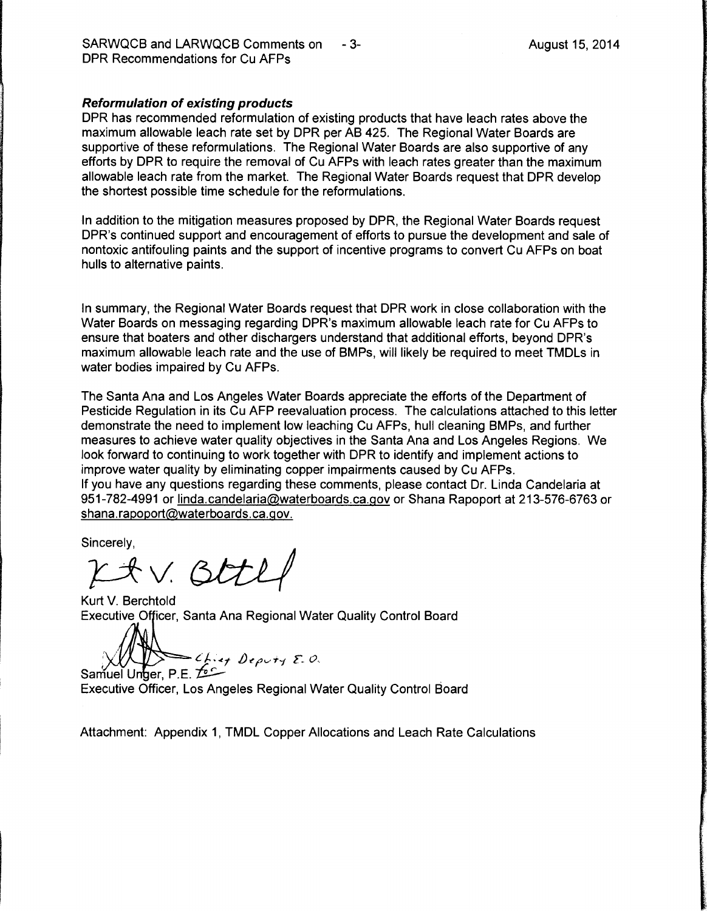***Reformulation of existing products***

DPR has recommended reformulation of existing products that have leach rates above the maximum allowable leach rate set by DPR per AB 425. The Regional Water Boards are supportive of these reformulations. The Regional Water Boards are also supportive of any efforts by DPR to require the removal of Cu AFPs with leach rates greater than the maximum allowable leach rate from the market. The Regional Water Boards request that DPR develop the shortest possible time schedule for the reformulations.

In addition to the mitigation measures proposed by DPR, the Regional Water Boards request DPR's continued support and encouragement of efforts to pursue the development and sale of nontoxic antifouling paints and the support of incentive programs to convert Cu AFPs on boat hulls to alternative paints.

In summary, the Regional Water Boards request that DPR work in close collaboration with the Water Boards on messaging regarding DPR's maximum allowable leach rate for Cu AFPs to ensure that boaters and other dischargers understand that additional efforts, beyond DPR's maximum allowable leach rate and the use of BMPs, will likely be required to meet TMDLs in water bodies impaired by Cu AFPs.

The Santa Ana and Los Angeles Water Boards appreciate the efforts of the Department of Pesticide Regulation in its Cu AFP reevaluation process. The calculations attached to this letter demonstrate the need to implement low leaching Cu AFPs, hull cleaning BMPs, and further measures to achieve water quality objectives in the Santa Ana and Los Angeles Regions. We look forward to continuing to work together with DPR to identify and implement actions to improve water quality by eliminating copper impairments caused by Cu AFPs.
If you have any questions regarding these comments, please contact Dr. Linda Candelaria at 951-782-4991 or linda.candelaria@waterboards.ca.gov or Shana Rapoport at 213-576-6763 or shana.rapoport@waterboards.ca.gov.

Sincerely,

Kurt V. Berchtold
Executive Officer, Santa Ana Regional Water Quality Control Board

Chief Deputy E. O.
Samuel Unger, P.E. for
Executive Officer, Los Angeles Regional Water Quality Control Board

Attachment: Appendix 1, TMDL Copper Allocations and Leach Rate Calculations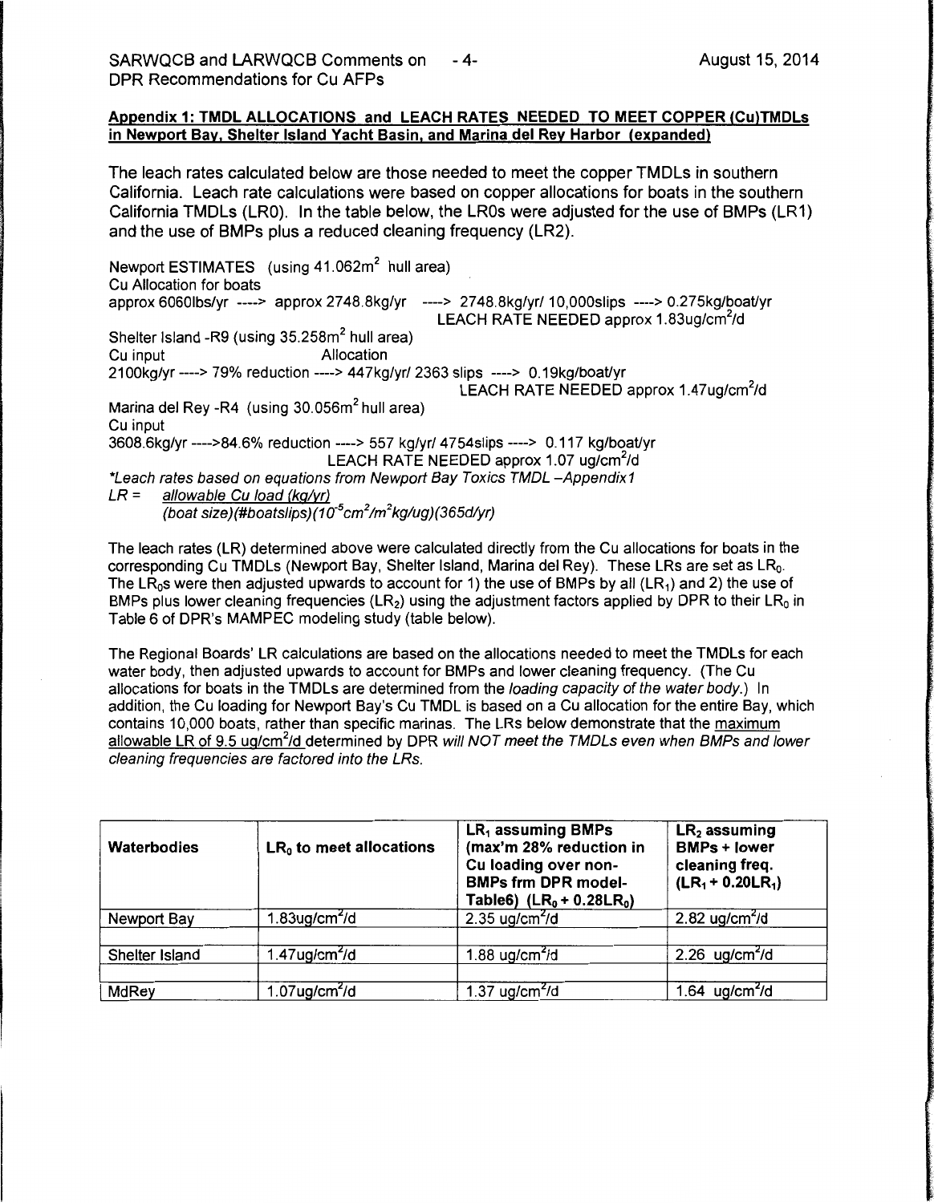**Appendix 1: TMDL ALLOCATIONS and LEACH RATES NEEDED TO MEET COPPER (Cu)TMDLs in Newport Bay, Shelter Island Yacht Basin, and Marina del Rey Harbor (expanded)**

The leach rates calculated below are those needed to meet the copper TMDLs in southern California. Leach rate calculations were based on copper allocations for boats in the southern California TMDLs (LR0). In the table below, the LR0s were adjusted for the use of BMPs (LR1) and the use of BMPs plus a reduced cleaning frequency (LR2).

Newport ESTIMATES (using 41.062m$^2$ hull area)
Cu Allocation for boats
approx 6060lbs/yr ----> approx 2748.8kg/yr ----> 2748.8kg/yr/ 10,000slips ----> 0.275kg/boat/yr
LEACH RATE NEEDED approx 1.83ug/cm$^2$/d

Shelter Island -R9 (using 35.258m$^2$ hull area)
Cu input Allocation
2100kg/yr ----> 79% reduction ----> 447kg/yr/ 2363 slips ----> 0.19kg/boat/yr
LEACH RATE NEEDED approx 1.47ug/cm$^2$/d

Marina del Rey -R4 (using 30.056m$^2$ hull area)
Cu input
3608.6kg/yr ---->84.6% reduction ----> 557 kg/yr/ 4754slips ----> 0.117 kg/boat/yr
LEACH RATE NEEDED approx 1.07 ug/cm$^2$/d

*\*Leach rates based on equations from Newport Bay Toxics TMDL –Appendix1*

$$LR = \frac{\text{allowable Cu load (kg/yr)}}{(\text{boat size})(\#\text{boatslips})(10^{-5}\text{cm}^2/\text{m}^2\text{kg/ug})(365\text{d/yr})}$$

The leach rates (LR) determined above were calculated directly from the Cu allocations for boats in the corresponding Cu TMDLs (Newport Bay, Shelter Island, Marina del Rey). These LRs are set as $LR_0$. The $LR_0$s were then adjusted upwards to account for 1) the use of BMPs by all ($LR_1$) and 2) the use of BMPs plus lower cleaning frequencies ($LR_2$) using the adjustment factors applied by DPR to their $LR_0$ in Table 6 of DPR's MAMPEC modeling study (table below).

The Regional Boards' LR calculations are based on the allocations needed to meet the TMDLs for each water body, then adjusted upwards to account for BMPs and lower cleaning frequency. (The Cu allocations for boats in the TMDLs are determined from the *loading capacity of the water body.*) In addition, the Cu loading for Newport Bay's Cu TMDL is based on a Cu allocation for the entire Bay, which contains 10,000 boats, rather than specific marinas. The LRs below demonstrate that the maximum allowable LR of 9.5 ug/cm$^2$/d determined by DPR *will NOT meet the TMDLs even when BMPs and lower cleaning frequencies are factored into the LRs.*

| Waterbodies | $LR_0$ to meet allocations | $LR_1$ assuming BMPs (max'm 28% reduction in Cu loading over non-BMPs frm DPR model-Table6) ($LR_0 + 0.28LR_0$) | $LR_2$ assuming BMPs + lower cleaning freq. ($LR_1 + 0.20LR_1$) |
|---|---|---|---|
| Newport Bay | 1.83ug/cm$^2$/d | 2.35 ug/cm$^2$/d | 2.82 ug/cm$^2$/d |
| Shelter Island | 1.47ug/cm$^2$/d | 1.88 ug/cm$^2$/d | 2.26 ug/cm$^2$/d |
| MdRey | 1.07ug/cm$^2$/d | 1.37 ug/cm$^2$/d | 1.64 ug/cm$^2$/d |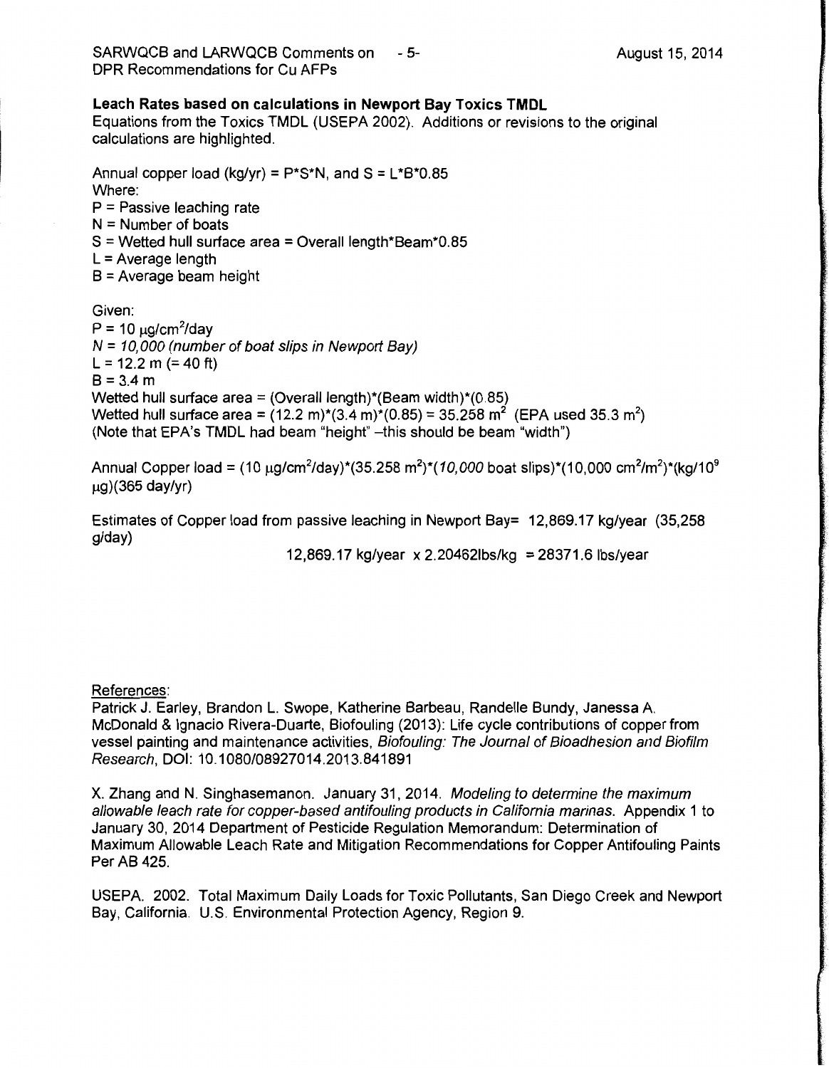**Leach Rates based on calculations in Newport Bay Toxics TMDL**

Equations from the Toxics TMDL (USEPA 2002). Additions or revisions to the original calculations are highlighted.

Annual copper load (kg/yr) = P*S*N, and S = L*B*0.85

Where:

P = Passive leaching rate

N = Number of boats

S = Wetted hull surface area = Overall length*Beam*0.85

L = Average length

B = Average beam height

Given:

$P = 10\ \mu g/cm^2/day$

*N = 10,000 (number of boat slips in Newport Bay)*

L = 12.2 m (= 40 ft)

B = 3.4 m

Wetted hull surface area = (Overall length)*(Beam width)*(0.85)

Wetted hull surface area = (12.2 m)*(3.4 m)*(0.85) = 35.258 $m^2$ (EPA used 35.3 $m^2$)

(Note that EPA's TMDL had beam "height" –this should be beam "width")

Annual Copper load = (10 $\mu g/cm^2/day$)*(35.258 $m^2$)*(*10,000* boat slips)*(10,000 $cm^2/m^2$)*(kg/$10^9$ $\mu g$)(365 day/yr)

Estimates of Copper load from passive leaching in Newport Bay= 12,869.17 kg/year (35,258 g/day)

12,869.17 kg/year x 2.20462lbs/kg = 28371.6 lbs/year

References:

Patrick J. Earley, Brandon L. Swope, Katherine Barbeau, Randelle Bundy, Janessa A. McDonald & Ignacio Rivera-Duarte, Biofouling (2013): Life cycle contributions of copper from vessel painting and maintenance activities, *Biofouling: The Journal of Bioadhesion and Biofilm Research*, DOI: 10.1080/08927014.2013.841891

X. Zhang and N. Singhasemanon. January 31, 2014. *Modeling to determine the maximum allowable leach rate for copper-based antifouling products in California marinas.* Appendix 1 to January 30, 2014 Department of Pesticide Regulation Memorandum: Determination of Maximum Allowable Leach Rate and Mitigation Recommendations for Copper Antifouling Paints Per AB 425.

USEPA. 2002. Total Maximum Daily Loads for Toxic Pollutants, San Diego Creek and Newport Bay, California. U.S. Environmental Protection Agency, Region 9.